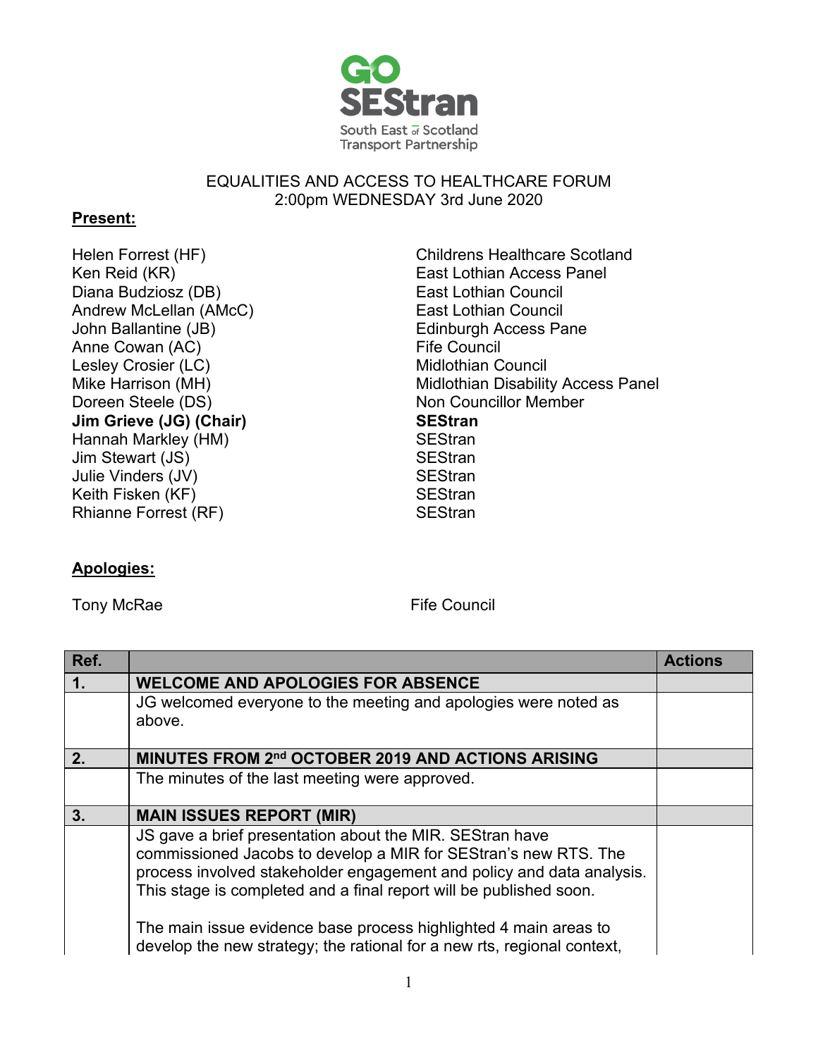GO SEStran
South East of Scotland Transport Partnership

EQUALITIES AND ACCESS TO HEALTHCARE FORUM
2:00pm WEDNESDAY 3rd June 2020

**Present:**

| | |
|---|---|
| Helen Forrest (HF) | Childrens Healthcare Scotland |
| Ken Reid (KR) | East Lothian Access Panel |
| Diana Budziosz (DB) | East Lothian Council |
| Andrew McLellan (AMcC) | East Lothian Council |
| John Ballantine (JB) | Edinburgh Access Pane |
| Anne Cowan (AC) | Fife Council |
| Lesley Crosier (LC) | Midlothian Council |
| Mike Harrison (MH) | Midlothian Disability Access Panel |
| Doreen Steele (DS) | Non Councillor Member |
| **Jim Grieve (JG) (Chair)** | **SEStran** |
| Hannah Markley (HM) | SEStran |
| Jim Stewart (JS) | SEStran |
| Julie Vinders (JV) | SEStran |
| Keith Fisken (KF) | SEStran |
| Rhianne Forrest (RF) | SEStran |

**Apologies:**

| | |
|---|---|
| Tony McRae | Fife Council |

| Ref. | | Actions |
|---|---|---|
| **1.** | **WELCOME AND APOLOGIES FOR ABSENCE** | |
| | JG welcomed everyone to the meeting and apologies were noted as above. | |
| **2.** | **MINUTES FROM 2nd OCTOBER 2019 AND ACTIONS ARISING** | |
| | The minutes of the last meeting were approved. | |
| **3.** | **MAIN ISSUES REPORT (MIR)** | |
| | JS gave a brief presentation about the MIR. SEStran have commissioned Jacobs to develop a MIR for SEStran's new RTS. The process involved stakeholder engagement and policy and data analysis. This stage is completed and a final report will be published soon.<br><br>The main issue evidence base process highlighted 4 main areas to develop the new strategy; the rational for a new rts, regional context, | |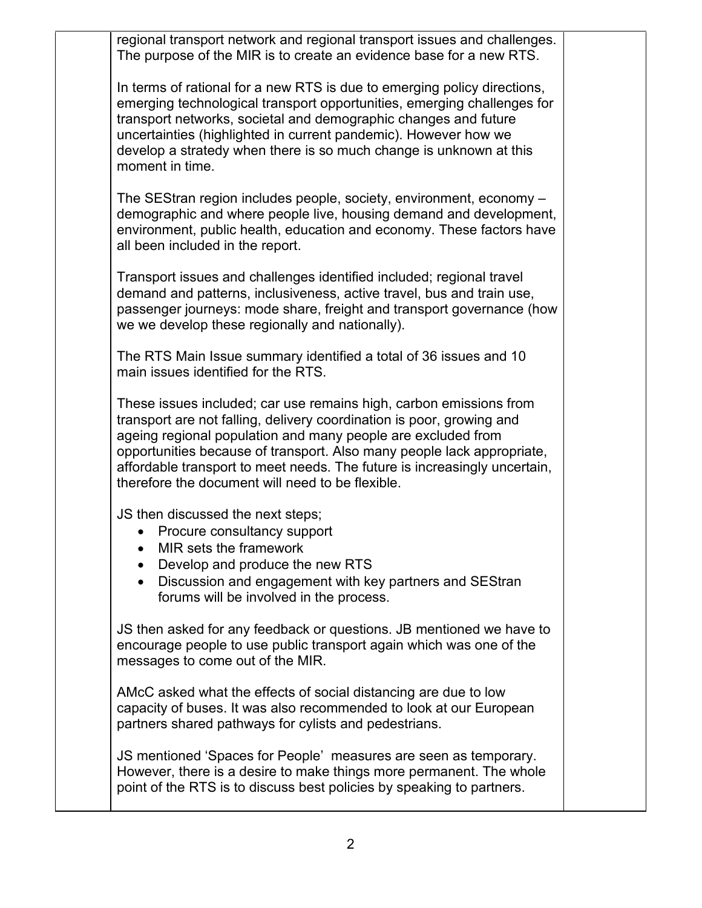regional transport network and regional transport issues and challenges. The purpose of the MIR is to create an evidence base for a new RTS.

In terms of rational for a new RTS is due to emerging policy directions, emerging technological transport opportunities, emerging challenges for transport networks, societal and demographic changes and future uncertainties (highlighted in current pandemic). However how we develop a stratedy when there is so much change is unknown at this moment in time.

The SEStran region includes people, society, environment, economy – demographic and where people live, housing demand and development, environment, public health, education and economy. These factors have all been included in the report.

Transport issues and challenges identified included; regional travel demand and patterns, inclusiveness, active travel, bus and train use, passenger journeys: mode share, freight and transport governance (how we we develop these regionally and nationally).

The RTS Main Issue summary identified a total of 36 issues and 10 main issues identified for the RTS.

These issues included; car use remains high, carbon emissions from transport are not falling, delivery coordination is poor, growing and ageing regional population and many people are excluded from opportunities because of transport. Also many people lack appropriate, affordable transport to meet needs. The future is increasingly uncertain, therefore the document will need to be flexible.

JS then discussed the next steps;

- Procure consultancy support
- MIR sets the framework
- Develop and produce the new RTS
- Discussion and engagement with key partners and SEStran forums will be involved in the process.

JS then asked for any feedback or questions. JB mentioned we have to encourage people to use public transport again which was one of the messages to come out of the MIR.

AMcC asked what the effects of social distancing are due to low capacity of buses. It was also recommended to look at our European partners shared pathways for cylists and pedestrians.

JS mentioned 'Spaces for People' measures are seen as temporary. However, there is a desire to make things more permanent. The whole point of the RTS is to discuss best policies by speaking to partners.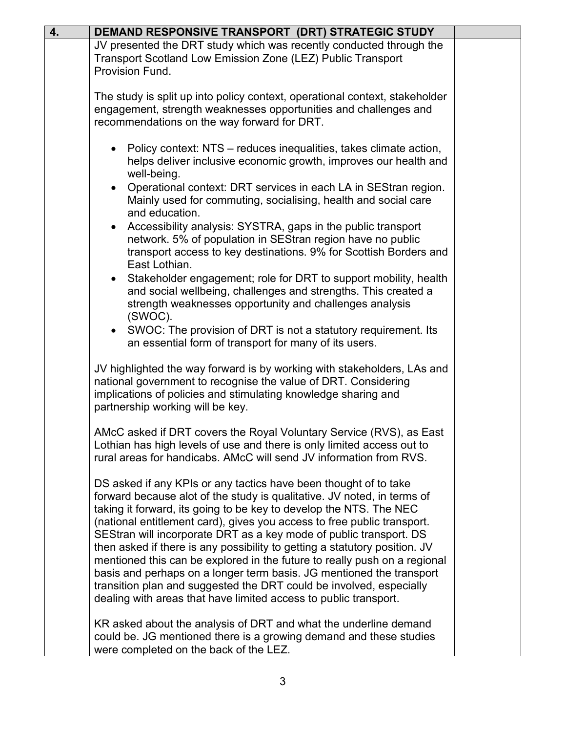| 4. | DEMAND RESPONSIVE TRANSPORT (DRT) STRATEGIC STUDY | |
|---|---|---|

JV presented the DRT study which was recently conducted through the Transport Scotland Low Emission Zone (LEZ) Public Transport Provision Fund.

The study is split up into policy context, operational context, stakeholder engagement, strength weaknesses opportunities and challenges and recommendations on the way forward for DRT.

- Policy context: NTS – reduces inequalities, takes climate action, helps deliver inclusive economic growth, improves our health and well-being.
- Operational context: DRT services in each LA in SEStran region. Mainly used for commuting, socialising, health and social care and education.
- Accessibility analysis: SYSTRA, gaps in the public transport network. 5% of population in SEStran region have no public transport access to key destinations. 9% for Scottish Borders and East Lothian.
- Stakeholder engagement; role for DRT to support mobility, health and social wellbeing, challenges and strengths. This created a strength weaknesses opportunity and challenges analysis (SWOC).
- SWOC: The provision of DRT is not a statutory requirement. Its an essential form of transport for many of its users.

JV highlighted the way forward is by working with stakeholders, LAs and national government to recognise the value of DRT. Considering implications of policies and stimulating knowledge sharing and partnership working will be key.

AMcC asked if DRT covers the Royal Voluntary Service (RVS), as East Lothian has high levels of use and there is only limited access out to rural areas for handicabs. AMcC will send JV information from RVS.

DS asked if any KPIs or any tactics have been thought of to take forward because alot of the study is qualitative. JV noted, in terms of taking it forward, its going to be key to develop the NTS. The NEC (national entitlement card), gives you access to free public transport. SEStran will incorporate DRT as a key mode of public transport. DS then asked if there is any possibility to getting a statutory position. JV mentioned this can be explored in the future to really push on a regional basis and perhaps on a longer term basis. JG mentioned the transport transition plan and suggested the DRT could be involved, especially dealing with areas that have limited access to public transport.

KR asked about the analysis of DRT and what the underline demand could be. JG mentioned there is a growing demand and these studies were completed on the back of the LEZ.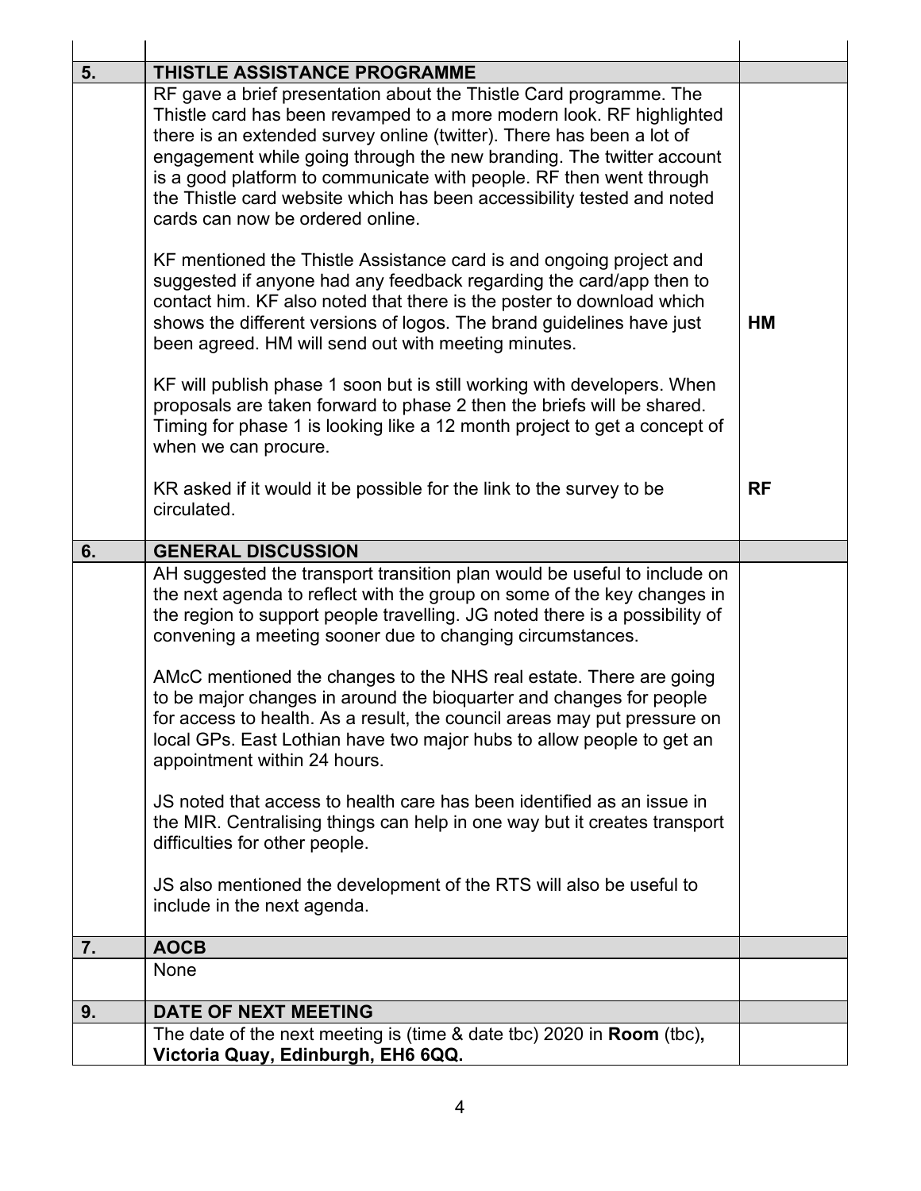| | | |
|---|---|---|
| **5.** | **THISTLE ASSISTANCE PROGRAMME** | |
| | RF gave a brief presentation about the Thistle Card programme. The Thistle card has been revamped to a more modern look. RF highlighted there is an extended survey online (twitter). There has been a lot of engagement while going through the new branding. The twitter account is a good platform to communicate with people. RF then went through the Thistle card website which has been accessibility tested and noted cards can now be ordered online. | |
| | KF mentioned the Thistle Assistance card is and ongoing project and suggested if anyone had any feedback regarding the card/app then to contact him. KF also noted that there is the poster to download which shows the different versions of logos. The brand guidelines have just been agreed. HM will send out with meeting minutes. | **HM** |
| | KF will publish phase 1 soon but is still working with developers. When proposals are taken forward to phase 2 then the briefs will be shared. Timing for phase 1 is looking like a 12 month project to get a concept of when we can procure. | |
| | KR asked if it would it be possible for the link to the survey to be circulated. | **RF** |
| **6.** | **GENERAL DISCUSSION** | |
| | AH suggested the transport transition plan would be useful to include on the next agenda to reflect with the group on some of the key changes in the region to support people travelling. JG noted there is a possibility of convening a meeting sooner due to changing circumstances. | |
| | AMcC mentioned the changes to the NHS real estate. There are going to be major changes in around the bioquarter and changes for people for access to health. As a result, the council areas may put pressure on local GPs. East Lothian have two major hubs to allow people to get an appointment within 24 hours. | |
| | JS noted that access to health care has been identified as an issue in the MIR. Centralising things can help in one way but it creates transport difficulties for other people. | |
| | JS also mentioned the development of the RTS will also be useful to include in the next agenda. | |
| **7.** | **AOCB** | |
| | None | |
| **9.** | **DATE OF NEXT MEETING** | |
| | The date of the next meeting is (time & date tbc) 2020 in **Room** (tbc)**, Victoria Quay, Edinburgh, EH6 6QQ.** | |